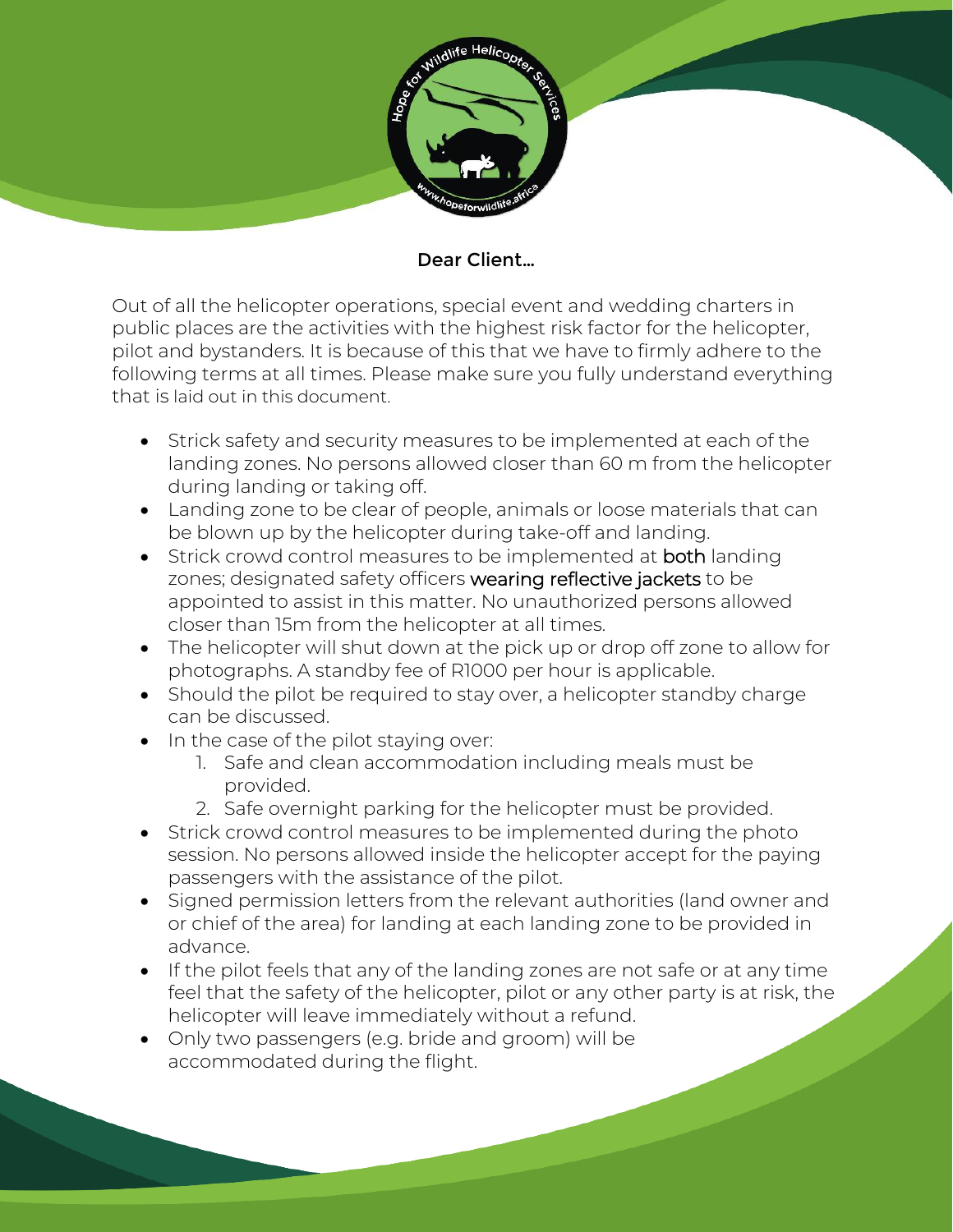**Dear Client…**

Out of all the helicopter operations, special event and wedding charters in public places are the activities with the highest risk factor for the helicopter, pilot and bystanders. It is because of this that we have to firmly adhere to the following terms at all times. Please make sure you fully understand everything that is laid out in this document.

- Strick safety and security measures to be implemented at each of the landing zones. No persons allowed closer than 60 m from the helicopter during landing or taking off.
- Landing zone to be clear of people, animals or loose materials that can be blown up by the helicopter during take-off and landing.
- Strick crowd control measures to be implemented at **both** landing zones; designated safety officers **wearing reflective jackets** to be appointed to assist in this matter. No unauthorized persons allowed closer than 15m from the helicopter at all times.
- The helicopter will shut down at the pick up or drop off zone to allow for photographs. A standby fee of R1000 per hour is applicable.
- Should the pilot be required to stay over, a helicopter standby charge can be discussed.
- In the case of the pilot staying over:
    1. Safe and clean accommodation including meals must be provided.
    2. Safe overnight parking for the helicopter must be provided.
- Strick crowd control measures to be implemented during the photo session. No persons allowed inside the helicopter accept for the paying passengers with the assistance of the pilot.
- Signed permission letters from the relevant authorities (land owner and or chief of the area) for landing at each landing zone to be provided in advance.
- If the pilot feels that any of the landing zones are not safe or at any time feel that the safety of the helicopter, pilot or any other party is at risk, the helicopter will leave immediately without a refund.
- Only two passengers (e.g. bride and groom) will be accommodated during the flight.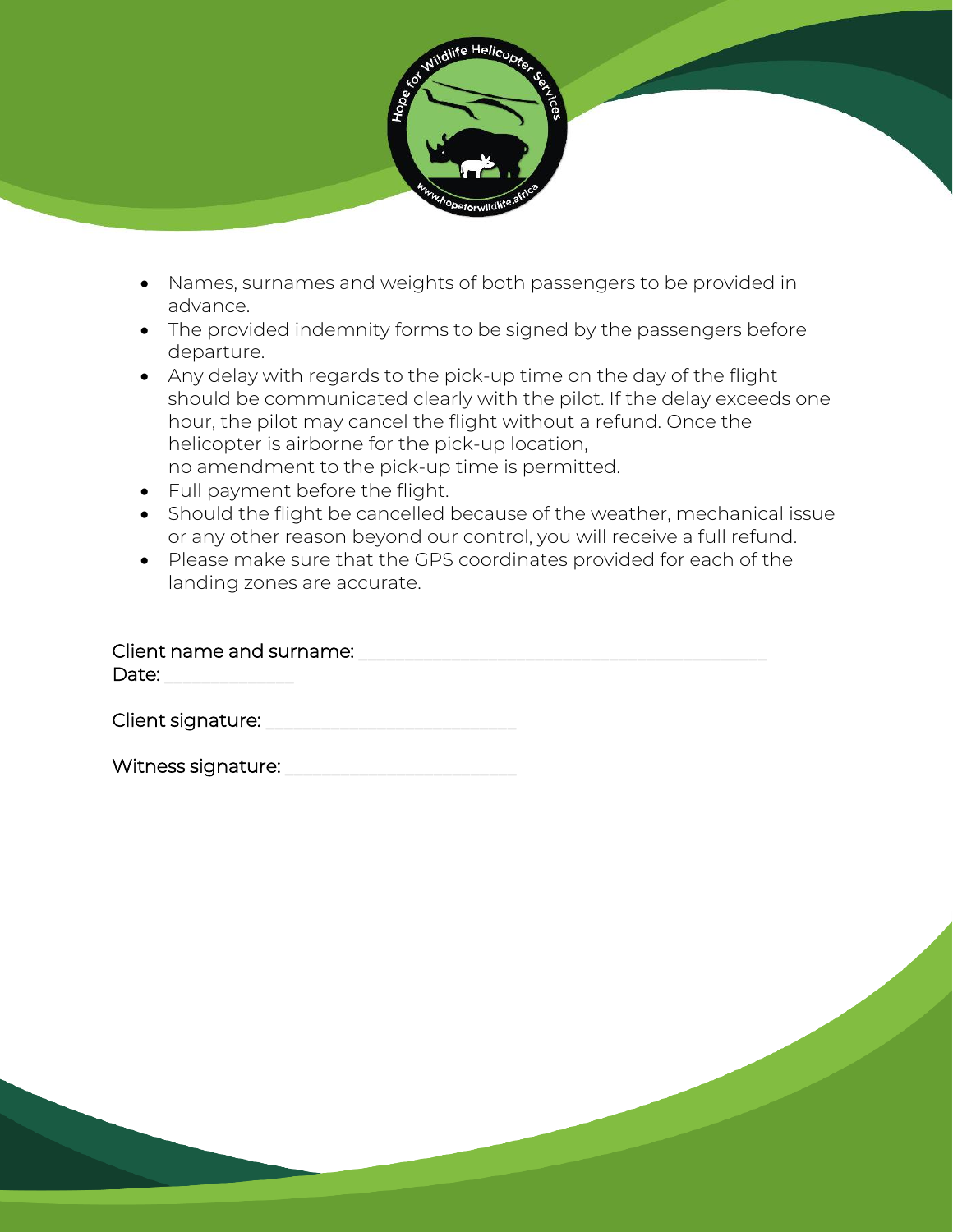- Names, surnames and weights of both passengers to be provided in advance.
- The provided indemnity forms to be signed by the passengers before departure.
- Any delay with regards to the pick-up time on the day of the flight should be communicated clearly with the pilot. If the delay exceeds one hour, the pilot may cancel the flight without a refund. Once the helicopter is airborne for the pick-up location, no amendment to the pick-up time is permitted.
- Full payment before the flight.
- Should the flight be cancelled because of the weather, mechanical issue or any other reason beyond our control, you will receive a full refund.
- Please make sure that the GPS coordinates provided for each of the landing zones are accurate.

Client name and surname: ___________________________________________
Date: _____________

Client signature: __________________________

Witness signature: ________________________